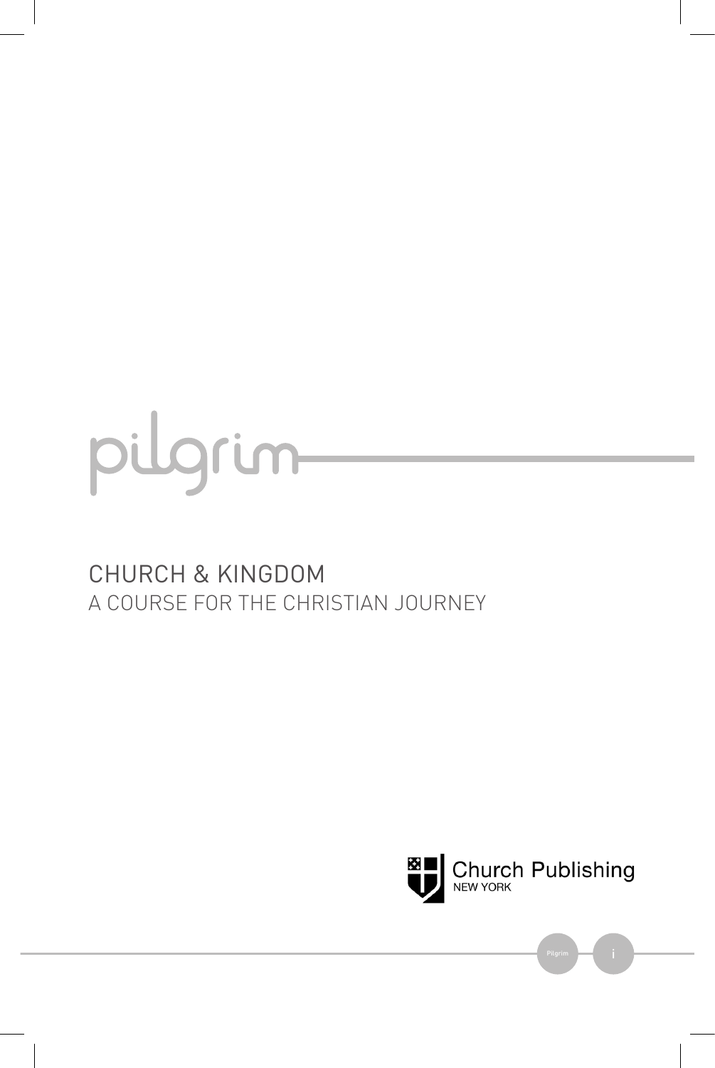# pilgrim

## CHURCH & KINGDOM

A COURSE FOR THE CHRISTIAN JOURNEY

Church Publishing
NEW YORK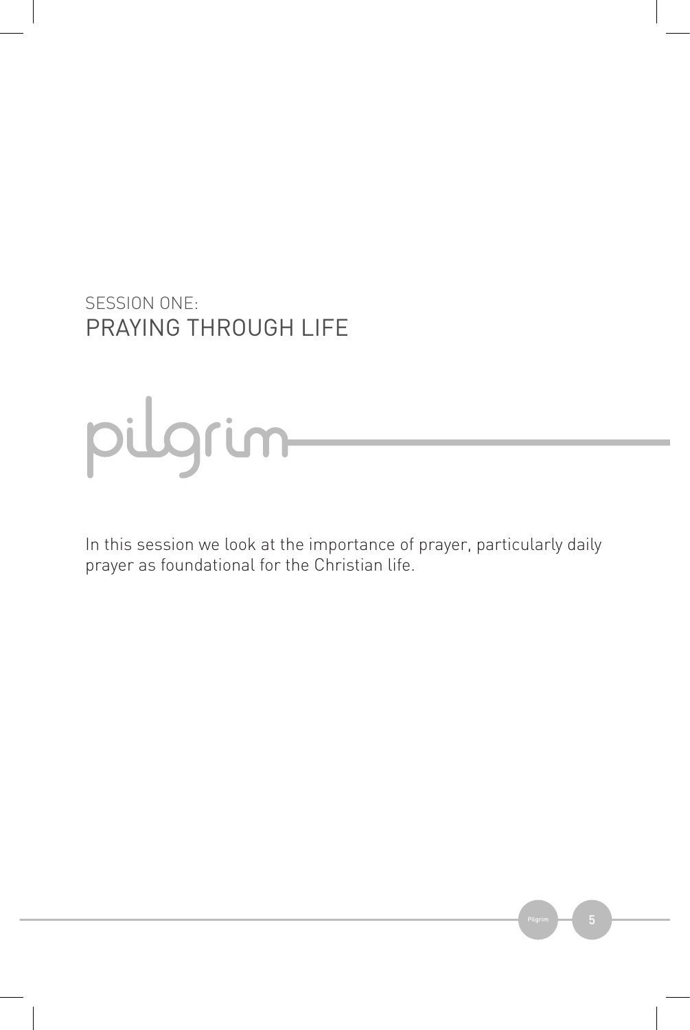# SESSION ONE: PRAYING THROUGH LIFE

pilgrim

In this session we look at the importance of prayer, particularly daily prayer as foundational for the Christian life.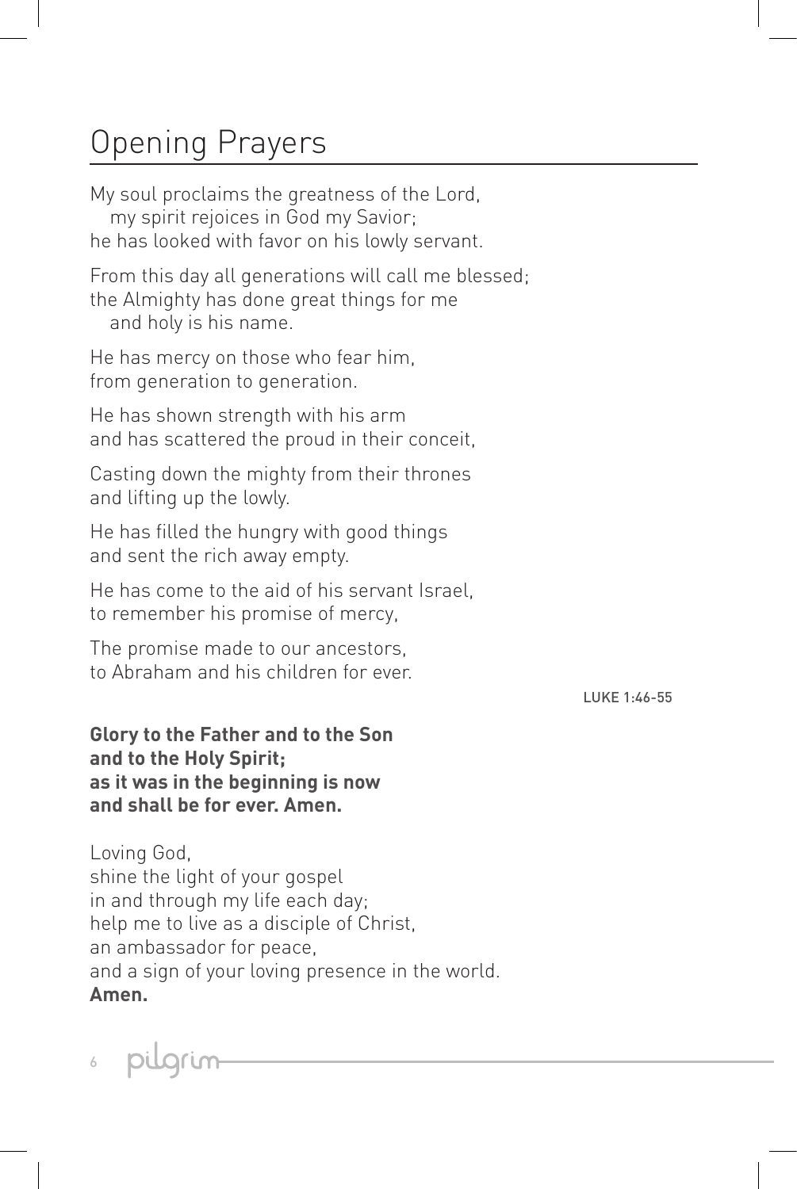# Opening Prayers

My soul proclaims the greatness of the Lord,
  my spirit rejoices in God my Savior;
he has looked with favor on his lowly servant.

From this day all generations will call me blessed;
the Almighty has done great things for me
  and holy is his name.

He has mercy on those who fear him,
from generation to generation.

He has shown strength with his arm
and has scattered the proud in their conceit,

Casting down the mighty from their thrones
and lifting up the lowly.

He has filled the hungry with good things
and sent the rich away empty.

He has come to the aid of his servant Israel,
to remember his promise of mercy,

The promise made to our ancestors,
to Abraham and his children for ever.

LUKE 1:46-55

**Glory to the Father and to the Son**
**and to the Holy Spirit;**
**as it was in the beginning is now**
**and shall be for ever. Amen.**

Loving God,
shine the light of your gospel
in and through my life each day;
help me to live as a disciple of Christ,
an ambassador for peace,
and a sign of your loving presence in the world.
**Amen.**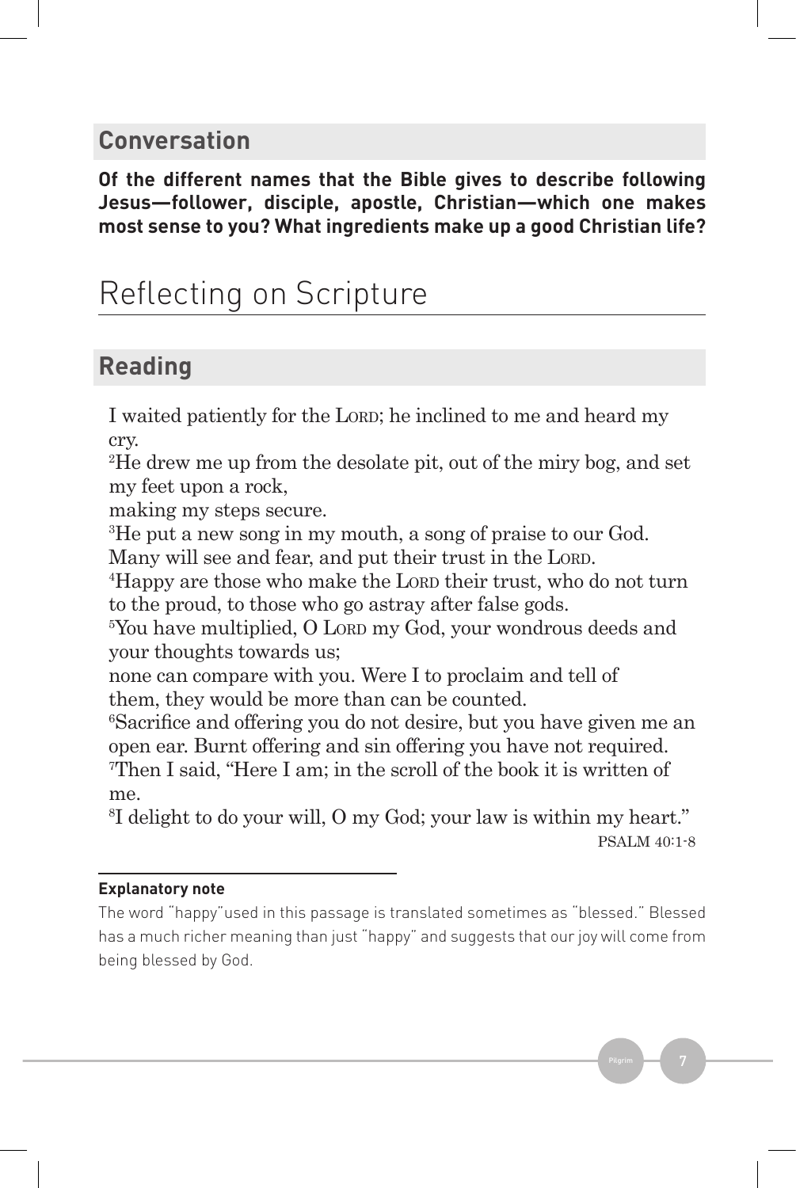## Conversation

**Of the different names that the Bible gives to describe following Jesus—follower, disciple, apostle, Christian—which one makes most sense to you? What ingredients make up a good Christian life?**

# Reflecting on Scripture

## Reading

I waited patiently for the LORD; he inclined to me and heard my cry.
[2]He drew me up from the desolate pit, out of the miry bog, and set my feet upon a rock,
making my steps secure.
[3]He put a new song in my mouth, a song of praise to our God.
Many will see and fear, and put their trust in the LORD.
[4]Happy are those who make the LORD their trust, who do not turn to the proud, to those who go astray after false gods.
[5]You have multiplied, O LORD my God, your wondrous deeds and your thoughts towards us;
none can compare with you. Were I to proclaim and tell of them, they would be more than can be counted.
[6]Sacrifice and offering you do not desire, but you have given me an open ear. Burnt offering and sin offering you have not required.
[7]Then I said, "Here I am; in the scroll of the book it is written of me.
[8]I delight to do your will, O my God; your law is within my heart."

PSALM 40:1-8

**Explanatory note**

The word "happy" used in this passage is translated sometimes as "blessed." Blessed has a much richer meaning than just "happy" and suggests that our joy will come from being blessed by God.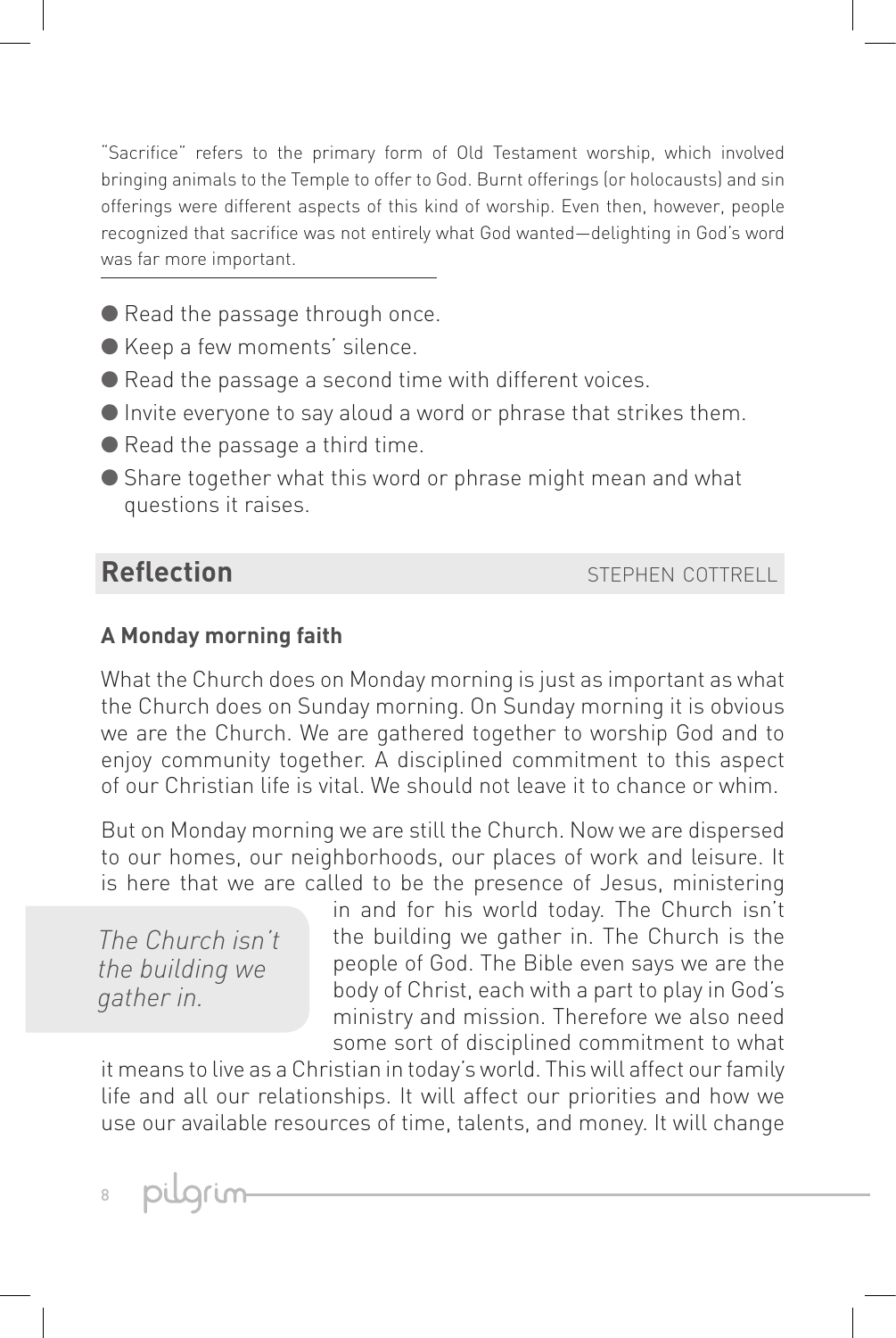"Sacrifice" refers to the primary form of Old Testament worship, which involved bringing animals to the Temple to offer to God. Burnt offerings (or holocausts) and sin offerings were different aspects of this kind of worship. Even then, however, people recognized that sacrifice was not entirely what God wanted—delighting in God's word was far more important.

- Read the passage through once.
- Keep a few moments' silence.
- Read the passage a second time with different voices.
- Invite everyone to say aloud a word or phrase that strikes them.
- Read the passage a third time.
- Share together what this word or phrase might mean and what questions it raises.

## Reflection

STEPHEN COTTRELL

### A Monday morning faith

What the Church does on Monday morning is just as important as what the Church does on Sunday morning. On Sunday morning it is obvious we are the Church. We are gathered together to worship God and to enjoy community together. A disciplined commitment to this aspect of our Christian life is vital. We should not leave it to chance or whim.

But on Monday morning we are still the Church. Now we are dispersed to our homes, our neighborhoods, our places of work and leisure. It is here that we are called to be the presence of Jesus, ministering in and for his world today. The Church isn't the building we gather in. The Church is the people of God. The Bible even says we are the body of Christ, each with a part to play in God's ministry and mission. Therefore we also need some sort of disciplined commitment to what it means to live as a Christian in today's world. This will affect our family life and all our relationships. It will affect our priorities and how we use our available resources of time, talents, and money. It will change

> *The Church isn't the building we gather in.*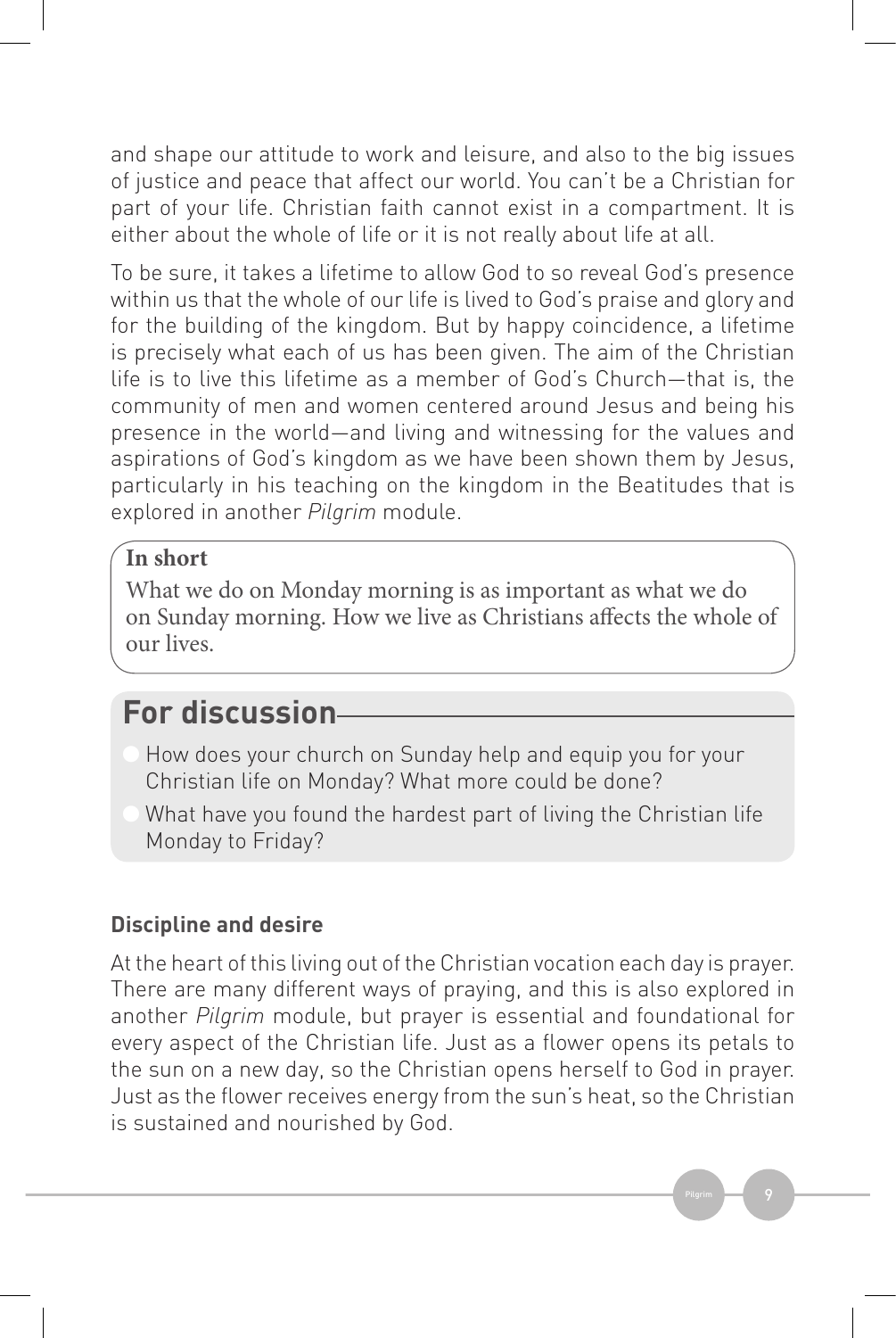and shape our attitude to work and leisure, and also to the big issues of justice and peace that affect our world. You can't be a Christian for part of your life. Christian faith cannot exist in a compartment. It is either about the whole of life or it is not really about life at all.

To be sure, it takes a lifetime to allow God to so reveal God's presence within us that the whole of our life is lived to God's praise and glory and for the building of the kingdom. But by happy coincidence, a lifetime is precisely what each of us has been given. The aim of the Christian life is to live this lifetime as a member of God's Church—that is, the community of men and women centered around Jesus and being his presence in the world—and living and witnessing for the values and aspirations of God's kingdom as we have been shown them by Jesus, particularly in his teaching on the kingdom in the Beatitudes that is explored in another *Pilgrim* module.

> **In short**
>
> What we do on Monday morning is as important as what we do on Sunday morning. How we live as Christians affects the whole of our lives.

## For discussion

- How does your church on Sunday help and equip you for your Christian life on Monday? What more could be done?
- What have you found the hardest part of living the Christian life Monday to Friday?

### Discipline and desire

At the heart of this living out of the Christian vocation each day is prayer. There are many different ways of praying, and this is also explored in another *Pilgrim* module, but prayer is essential and foundational for every aspect of the Christian life. Just as a flower opens its petals to the sun on a new day, so the Christian opens herself to God in prayer. Just as the flower receives energy from the sun's heat, so the Christian is sustained and nourished by God.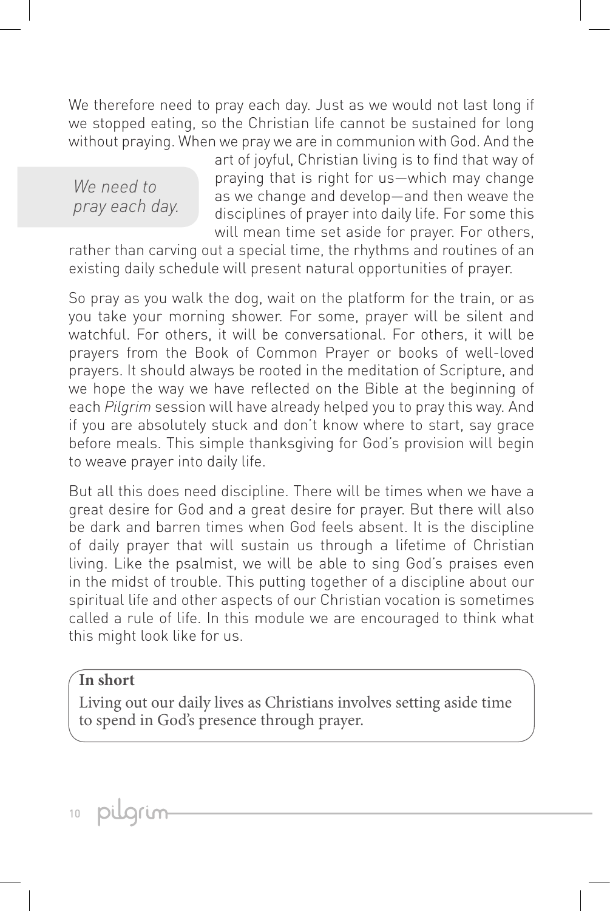We therefore need to pray each day. Just as we would not last long if we stopped eating, so the Christian life cannot be sustained for long without praying. When we pray we are in communion with God. And the art of joyful, Christian living is to find that way of praying that is right for us—which may change as we change and develop—and then weave the disciplines of prayer into daily life. For some this will mean time set aside for prayer. For others, rather than carving out a special time, the rhythms and routines of an existing daily schedule will present natural opportunities of prayer.

*We need to pray each day.*

So pray as you walk the dog, wait on the platform for the train, or as you take your morning shower. For some, prayer will be silent and watchful. For others, it will be conversational. For others, it will be prayers from the Book of Common Prayer or books of well-loved prayers. It should always be rooted in the meditation of Scripture, and we hope the way we have reflected on the Bible at the beginning of each *Pilgrim* session will have already helped you to pray this way. And if you are absolutely stuck and don't know where to start, say grace before meals. This simple thanksgiving for God's provision will begin to weave prayer into daily life.

But all this does need discipline. There will be times when we have a great desire for God and a great desire for prayer. But there will also be dark and barren times when God feels absent. It is the discipline of daily prayer that will sustain us through a lifetime of Christian living. Like the psalmist, we will be able to sing God's praises even in the midst of trouble. This putting together of a discipline about our spiritual life and other aspects of our Christian vocation is sometimes called a rule of life. In this module we are encouraged to think what this might look like for us.

**In short**

Living out our daily lives as Christians involves setting aside time to spend in God's presence through prayer.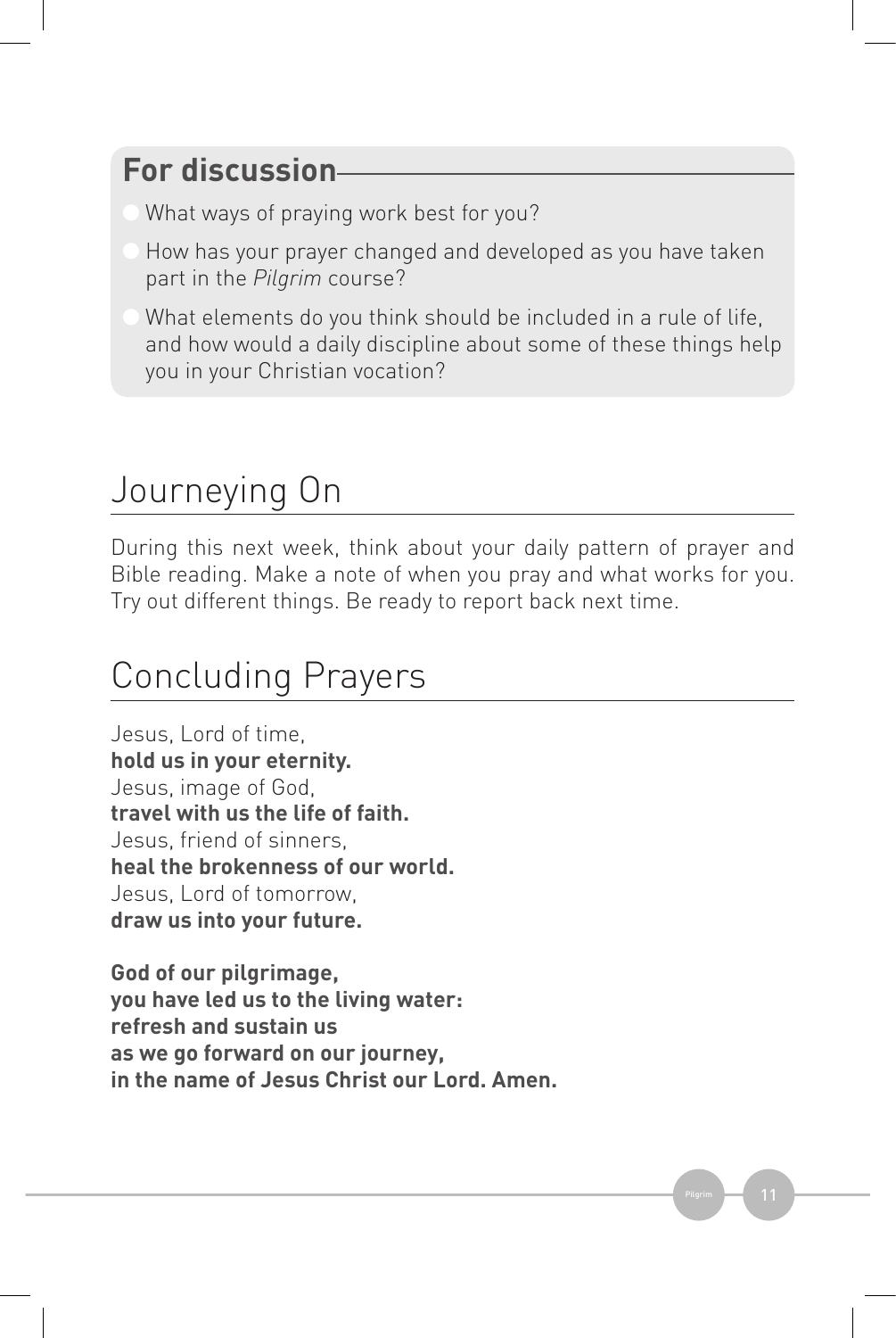## For discussion

- What ways of praying work best for you?
- How has your prayer changed and developed as you have taken part in the *Pilgrim* course?
- What elements do you think should be included in a rule of life, and how would a daily discipline about some of these things help you in your Christian vocation?

# Journeying On

During this next week, think about your daily pattern of prayer and Bible reading. Make a note of when you pray and what works for you. Try out different things. Be ready to report back next time.

# Concluding Prayers

Jesus, Lord of time,
**hold us in your eternity.**
Jesus, image of God,
**travel with us the life of faith.**
Jesus, friend of sinners,
**heal the brokenness of our world.**
Jesus, Lord of tomorrow,
**draw us into your future.**

**God of our pilgrimage,**
**you have led us to the living water:**
**refresh and sustain us**
**as we go forward on our journey,**
**in the name of Jesus Christ our Lord. Amen.**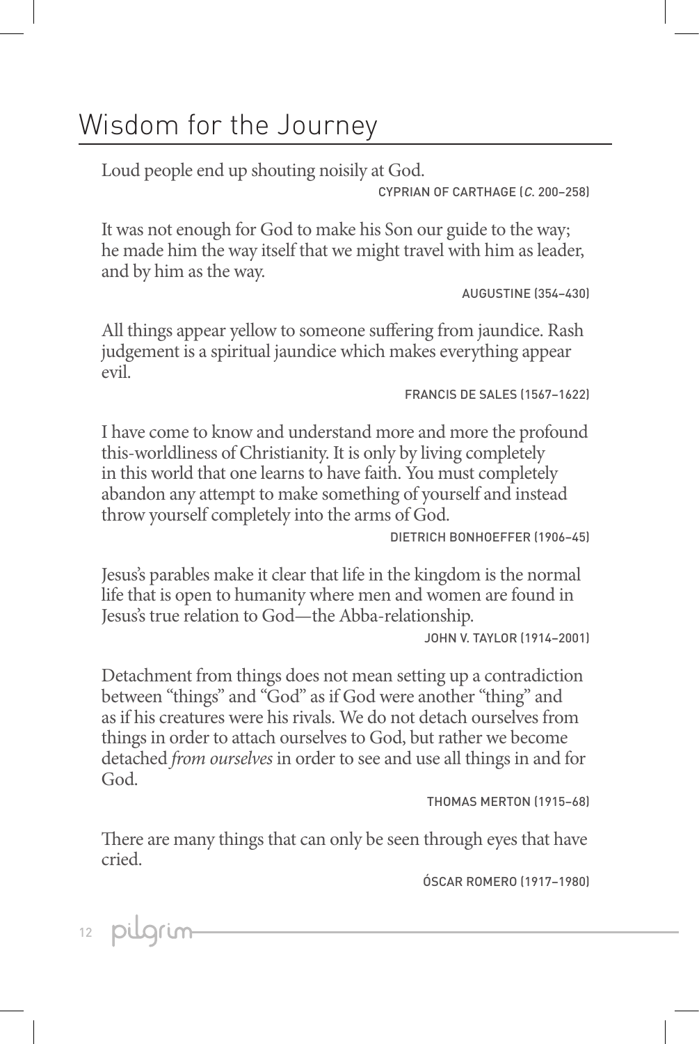# Wisdom for the Journey

Loud people end up shouting noisily at God.

CYPRIAN OF CARTHAGE (*C.* 200–258)

It was not enough for God to make his Son our guide to the way; he made him the way itself that we might travel with him as leader, and by him as the way.

AUGUSTINE (354–430)

All things appear yellow to someone suffering from jaundice. Rash judgement is a spiritual jaundice which makes everything appear evil.

FRANCIS DE SALES (1567–1622)

I have come to know and understand more and more the profound this-worldliness of Christianity. It is only by living completely in this world that one learns to have faith. You must completely abandon any attempt to make something of yourself and instead throw yourself completely into the arms of God.

DIETRICH BONHOEFFER (1906–45)

Jesus's parables make it clear that life in the kingdom is the normal life that is open to humanity where men and women are found in Jesus's true relation to God—the Abba-relationship.

JOHN V. TAYLOR (1914–2001)

Detachment from things does not mean setting up a contradiction between "things" and "God" as if God were another "thing" and as if his creatures were his rivals. We do not detach ourselves from things in order to attach ourselves to God, but rather we become detached *from ourselves* in order to see and use all things in and for God.

THOMAS MERTON (1915–68)

There are many things that can only be seen through eyes that have cried.

ÓSCAR ROMERO (1917–1980)